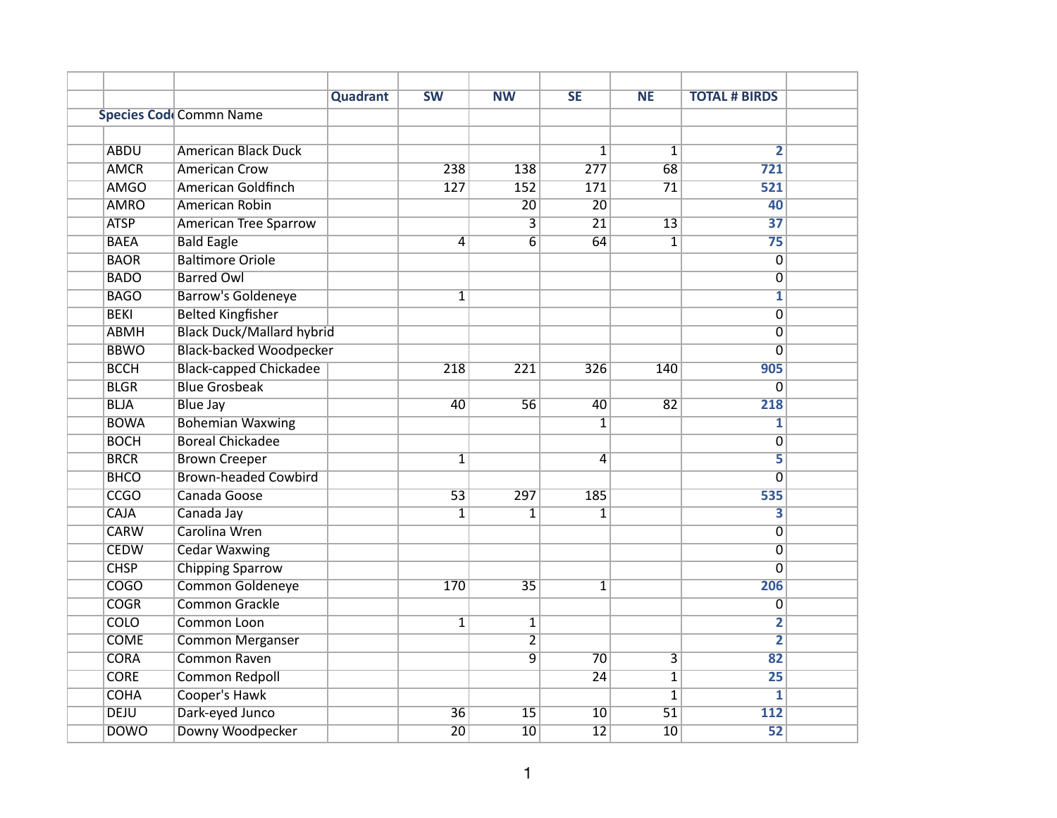| Species Code | Commn Name | Quadrant | SW | NW | SE | NE | TOTAL # BIRDS |
|---|---|---|---|---|---|---|---|
| ABDU | American Black Duck | | | | 1 | 1 | **2** |
| AMCR | American Crow | | 238 | 138 | 277 | 68 | **721** |
| AMGO | American Goldfinch | | 127 | 152 | 171 | 71 | **521** |
| AMRO | American Robin | | | 20 | 20 | | **40** |
| ATSP | American Tree Sparrow | | | 3 | 21 | 13 | **37** |
| BAEA | Bald Eagle | | 4 | 6 | 64 | 1 | **75** |
| BAOR | Baltimore Oriole | | | | | | 0 |
| BADO | Barred Owl | | | | | | 0 |
| BAGO | Barrow's Goldeneye | | 1 | | | | **1** |
| BEKI | Belted Kingfisher | | | | | | 0 |
| ABMH | Black Duck/Mallard hybrid | | | | | | 0 |
| BBWO | Black-backed Woodpecker | | | | | | 0 |
| BCCH | Black-capped Chickadee | | 218 | 221 | 326 | 140 | **905** |
| BLGR | Blue Grosbeak | | | | | | 0 |
| BLJA | Blue Jay | | 40 | 56 | 40 | 82 | **218** |
| BOWA | Bohemian Waxwing | | | | 1 | | **1** |
| BOCH | Boreal Chickadee | | | | | | 0 |
| BRCR | Brown Creeper | | 1 | | 4 | | **5** |
| BHCO | Brown-headed Cowbird | | | | | | 0 |
| CCGO | Canada Goose | | 53 | 297 | 185 | | **535** |
| CAJA | Canada Jay | | 1 | 1 | 1 | | **3** |
| CARW | Carolina Wren | | | | | | 0 |
| CEDW | Cedar Waxwing | | | | | | 0 |
| CHSP | Chipping Sparrow | | | | | | 0 |
| COGO | Common Goldeneye | | 170 | 35 | 1 | | **206** |
| COGR | Common Grackle | | | | | | 0 |
| COLO | Common Loon | | 1 | 1 | | | **2** |
| COME | Common Merganser | | | 2 | | | **2** |
| CORA | Common Raven | | | 9 | 70 | 3 | **82** |
| CORE | Common Redpoll | | | | 24 | 1 | **25** |
| COHA | Cooper's Hawk | | | | | 1 | **1** |
| DEJU | Dark-eyed Junco | | 36 | 15 | 10 | 51 | **112** |
| DOWO | Downy Woodpecker | | 20 | 10 | 12 | 10 | **52** |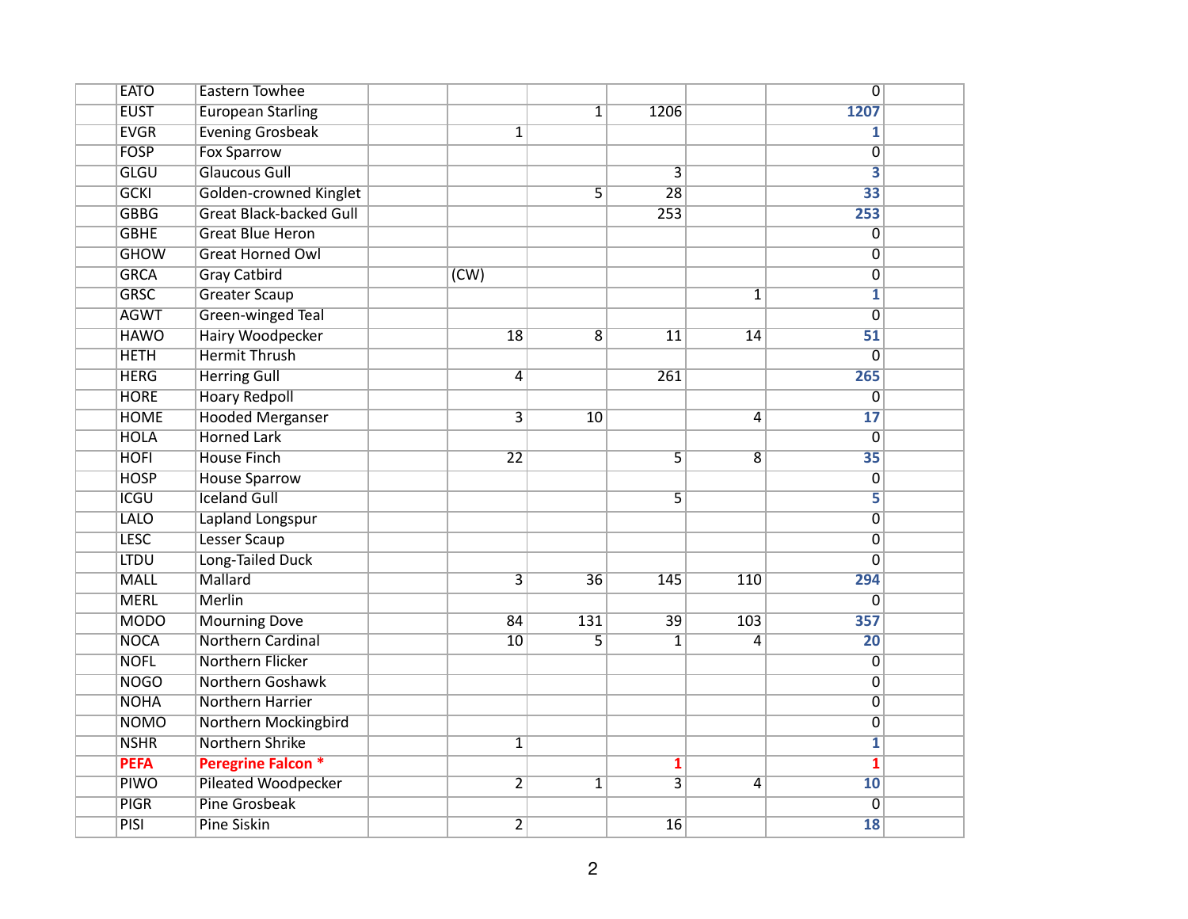| | | | | | | | | | |
|---|---|---|---|---|---|---|---|---|---|
| | EATO | Eastern Towhee | | | | | | 0 | |
| | EUST | European Starling | | | 1 | 1206 | | **1207** | |
| | EVGR | Evening Grosbeak | | 1 | | | | **1** | |
| | FOSP | Fox Sparrow | | | | | | 0 | |
| | GLGU | Glaucous Gull | | | | 3 | | **3** | |
| | GCKI | Golden-crowned Kinglet | | | 5 | 28 | | **33** | |
| | GBBG | Great Black-backed Gull | | | | 253 | | **253** | |
| | GBHE | Great Blue Heron | | | | | | 0 | |
| | GHOW | Great Horned Owl | | | | | | 0 | |
| | GRCA | Gray Catbird | | (CW) | | | | 0 | |
| | GRSC | Greater Scaup | | | | | 1 | **1** | |
| | AGWT | Green-winged Teal | | | | | | 0 | |
| | HAWO | Hairy Woodpecker | | 18 | 8 | 11 | 14 | **51** | |
| | HETH | Hermit Thrush | | | | | | 0 | |
| | HERG | Herring Gull | | 4 | | 261 | | **265** | |
| | HORE | Hoary Redpoll | | | | | | 0 | |
| | HOME | Hooded Merganser | | 3 | 10 | | 4 | **17** | |
| | HOLA | Horned Lark | | | | | | 0 | |
| | HOFI | House Finch | | 22 | | 5 | 8 | **35** | |
| | HOSP | House Sparrow | | | | | | 0 | |
| | ICGU | Iceland Gull | | | | 5 | | **5** | |
| | LALO | Lapland Longspur | | | | | | 0 | |
| | LESC | Lesser Scaup | | | | | | 0 | |
| | LTDU | Long-Tailed Duck | | | | | | 0 | |
| | MALL | Mallard | | 3 | 36 | 145 | 110 | **294** | |
| | MERL | Merlin | | | | | | 0 | |
| | MODO | Mourning Dove | | 84 | 131 | 39 | 103 | **357** | |
| | NOCA | Northern Cardinal | | 10 | 5 | 1 | 4 | **20** | |
| | NOFL | Northern Flicker | | | | | | 0 | |
| | NOGO | Northern Goshawk | | | | | | 0 | |
| | NOHA | Northern Harrier | | | | | | 0 | |
| | NOMO | Northern Mockingbird | | | | | | 0 | |
| | NSHR | Northern Shrike | | 1 | | | | **1** | |
| | **PEFA** | **Peregrine Falcon *** | | | | **1** | | **1** | |
| | PIWO | Pileated Woodpecker | | 2 | 1 | 3 | 4 | **10** | |
| | PIGR | Pine Grosbeak | | | | | | 0 | |
| | PISI | Pine Siskin | | 2 | | 16 | | **18** | |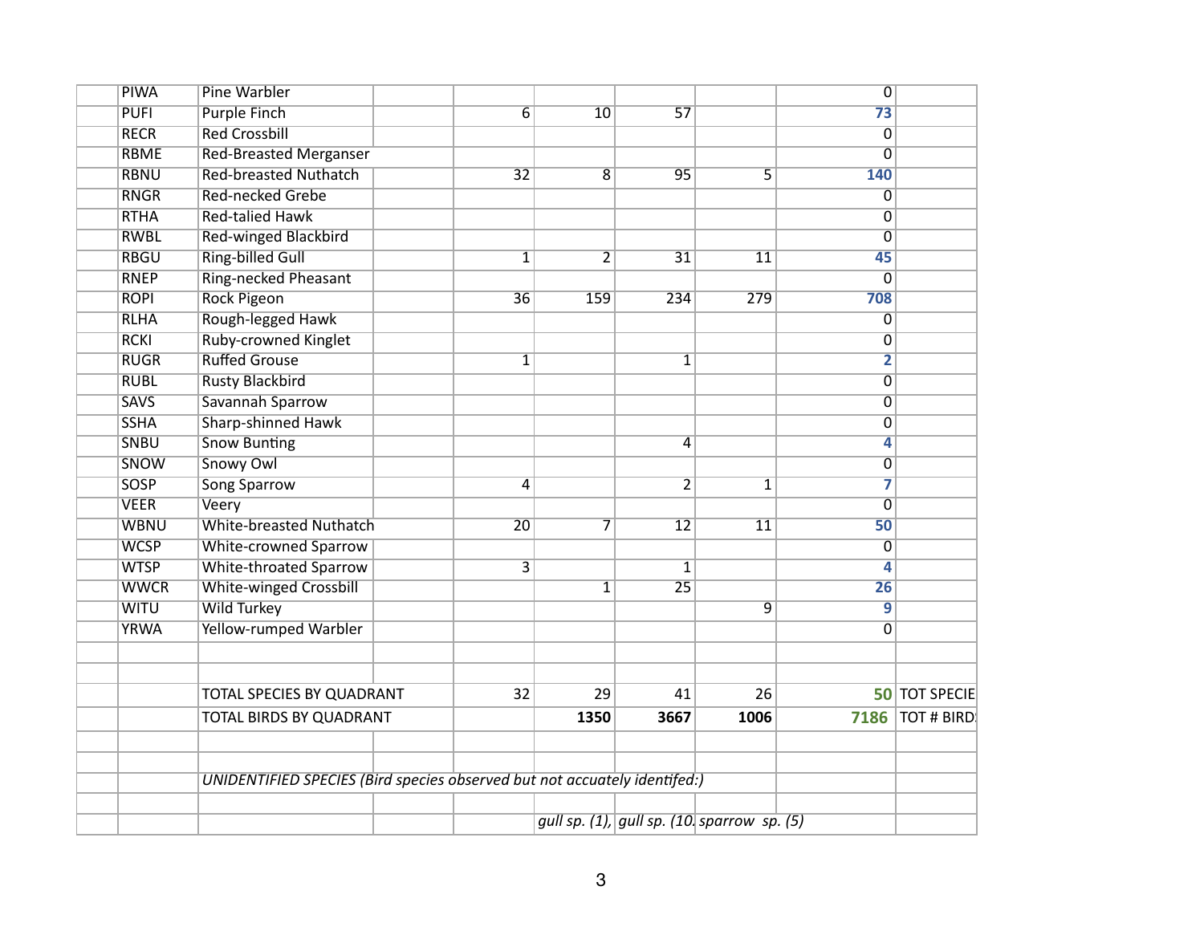| | | | | | | | | |
|---|---|---|---|---|---|---|---|---|
| PIWA | Pine Warbler | | | | | | 0 | |
| PUFI | Purple Finch | | 6 | 10 | 57 | | **73** | |
| RECR | Red Crossbill | | | | | | 0 | |
| RBME | Red-Breasted Merganser | | | | | | 0 | |
| RBNU | Red-breasted Nuthatch | | 32 | 8 | 95 | 5 | **140** | |
| RNGR | Red-necked Grebe | | | | | | 0 | |
| RTHA | Red-talied Hawk | | | | | | 0 | |
| RWBL | Red-winged Blackbird | | | | | | 0 | |
| RBGU | Ring-billed Gull | | 1 | 2 | 31 | 11 | **45** | |
| RNEP | Ring-necked Pheasant | | | | | | 0 | |
| ROPI | Rock Pigeon | | 36 | 159 | 234 | 279 | **708** | |
| RLHA | Rough-legged Hawk | | | | | | 0 | |
| RCKI | Ruby-crowned Kinglet | | | | | | 0 | |
| RUGR | Ruffed Grouse | | 1 | | 1 | | **2** | |
| RUBL | Rusty Blackbird | | | | | | 0 | |
| SAVS | Savannah Sparrow | | | | | | 0 | |
| SSHA | Sharp-shinned Hawk | | | | | | 0 | |
| SNBU | Snow Bunting | | | | 4 | | **4** | |
| SNOW | Snowy Owl | | | | | | 0 | |
| SOSP | Song Sparrow | | 4 | | 2 | 1 | **7** | |
| VEER | Veery | | | | | | 0 | |
| WBNU | White-breasted Nuthatch | | 20 | 7 | 12 | 11 | **50** | |
| WCSP | White-crowned Sparrow | | | | | | 0 | |
| WTSP | White-throated Sparrow | | 3 | | 1 | | **4** | |
| WWCR | White-winged Crossbill | | | 1 | 25 | | **26** | |
| WITU | Wild Turkey | | | | | 9 | **9** | |
| YRWA | Yellow-rumped Warbler | | | | | | 0 | |
| | | | | | | | | |
| | | | | | | | | |
| | TOTAL SPECIES BY QUADRANT | | 32 | 29 | 41 | 26 | **50** | TOT SPECIE |
| | TOTAL BIRDS BY QUADRANT | | | **1350** | **3667** | **1006** | **7186** | TOT # BIRD |
| | | | | | | | | |
| | | | | | | | | |
| | *UNIDENTIFIED SPECIES (Bird species observed but not accuately identifed:)* | | | | | | | |
| | | | | | | | | |
| | | | | *gull sp. (1),* | *gull sp. (10.* | *sparrow sp. (5)* | | |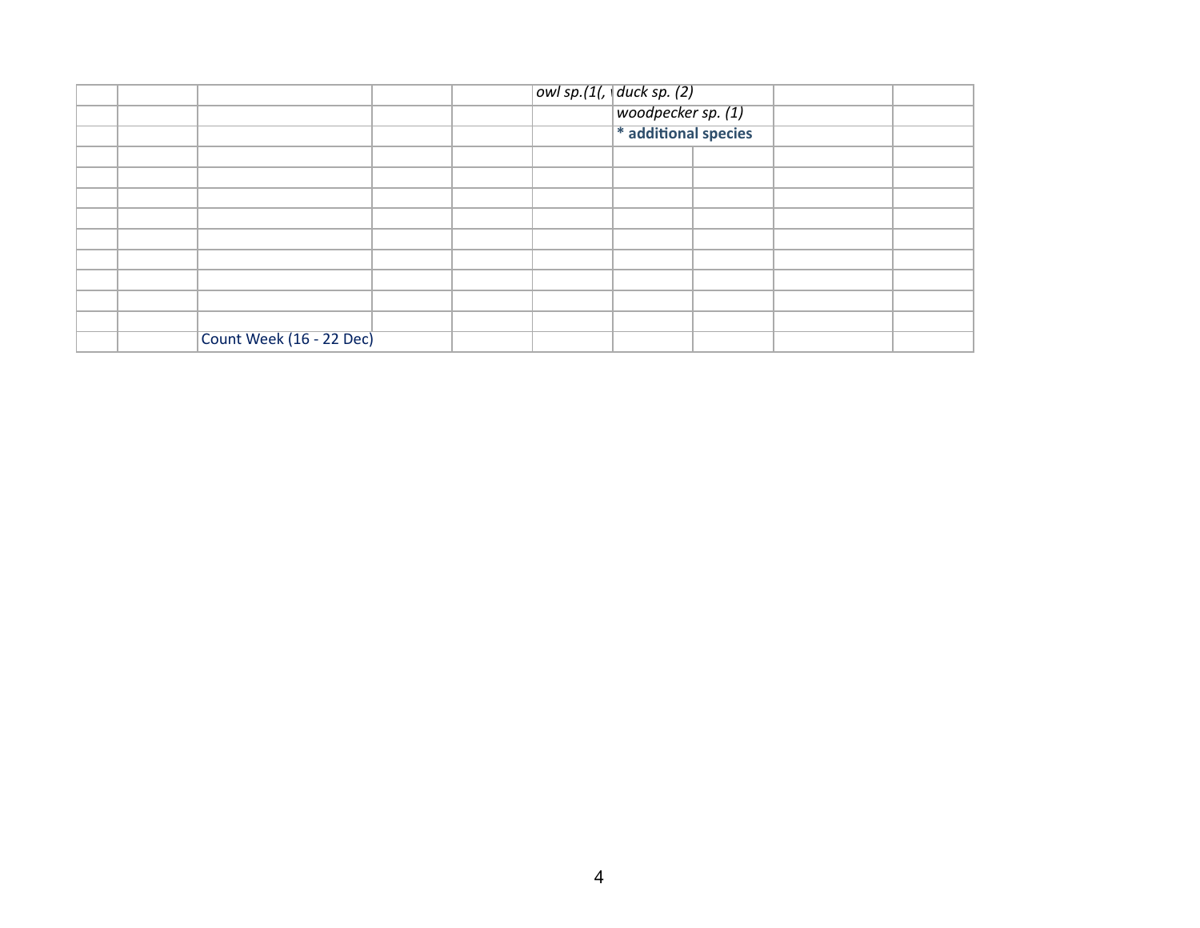| | | | | | | | | | |
|---|---|---|---|---|---|---|---|---|---|
| | | | | | *owl sp.(1(, \|* | *duck sp. (2)* | | | |
| | | | | | | *woodpecker sp. (1)* | | | |
| | | | | | | **\* additional species** | | | |
| | | | | | | | | | |
| | | | | | | | | | |
| | | | | | | | | | |
| | | | | | | | | | |
| | | | | | | | | | |
| | | | | | | | | | |
| | | | | | | | | | |
| | | | | | | | | | |
| | | | | | | | | | |
| | | Count Week (16 - 22 Dec) | | | | | | | |